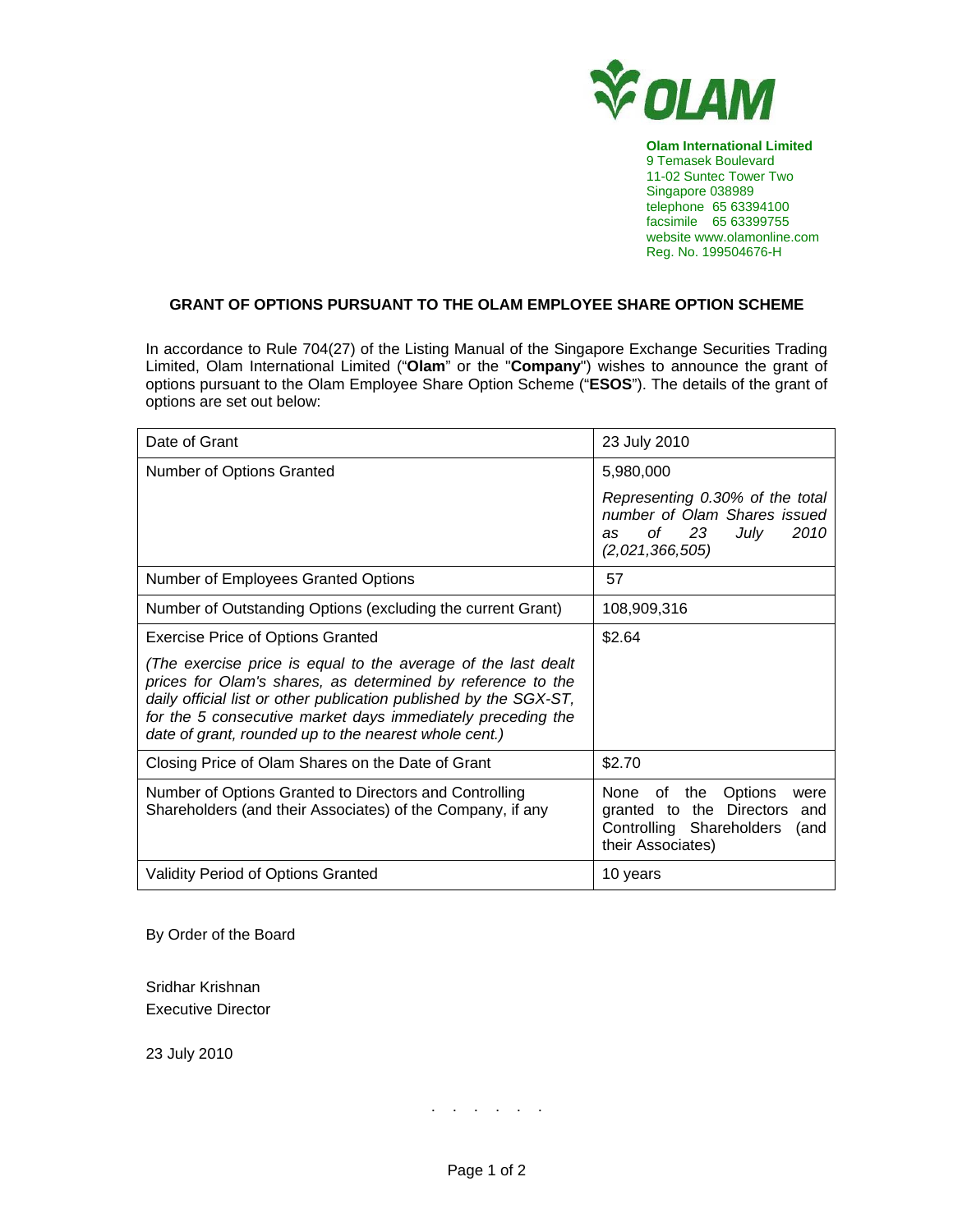**Olam International Limited**
9 Temasek Boulevard
11-02 Suntec Tower Two
Singapore 038989
telephone 65 63394100
facsimile 65 63399755
website www.olamonline.com
Reg. No. 199504676-H

## GRANT OF OPTIONS PURSUANT TO THE OLAM EMPLOYEE SHARE OPTION SCHEME

In accordance to Rule 704(27) of the Listing Manual of the Singapore Exchange Securities Trading Limited, Olam International Limited ("**Olam**" or the "**Company**") wishes to announce the grant of options pursuant to the Olam Employee Share Option Scheme ("**ESOS**"). The details of the grant of options are set out below:

| | |
|---|---|
| Date of Grant | 23 July 2010 |
| Number of Options Granted | 5,980,000<br>*Representing 0.30% of the total number of Olam Shares issued as of 23 July 2010 (2,021,366,505)* |
| Number of Employees Granted Options | 57 |
| Number of Outstanding Options (excluding the current Grant) | 108,909,316 |
| Exercise Price of Options Granted<br>*(The exercise price is equal to the average of the last dealt prices for Olam's shares, as determined by reference to the daily official list or other publication published by the SGX-ST, for the 5 consecutive market days immediately preceding the date of grant, rounded up to the nearest whole cent.)* | $2.64 |
| Closing Price of Olam Shares on the Date of Grant | $2.70 |
| Number of Options Granted to Directors and Controlling Shareholders (and their Associates) of the Company, if any | None of the Options were granted to the Directors and Controlling Shareholders (and their Associates) |
| Validity Period of Options Granted | 10 years |

By Order of the Board

Sridhar Krishnan
Executive Director

23 July 2010

. . . . . .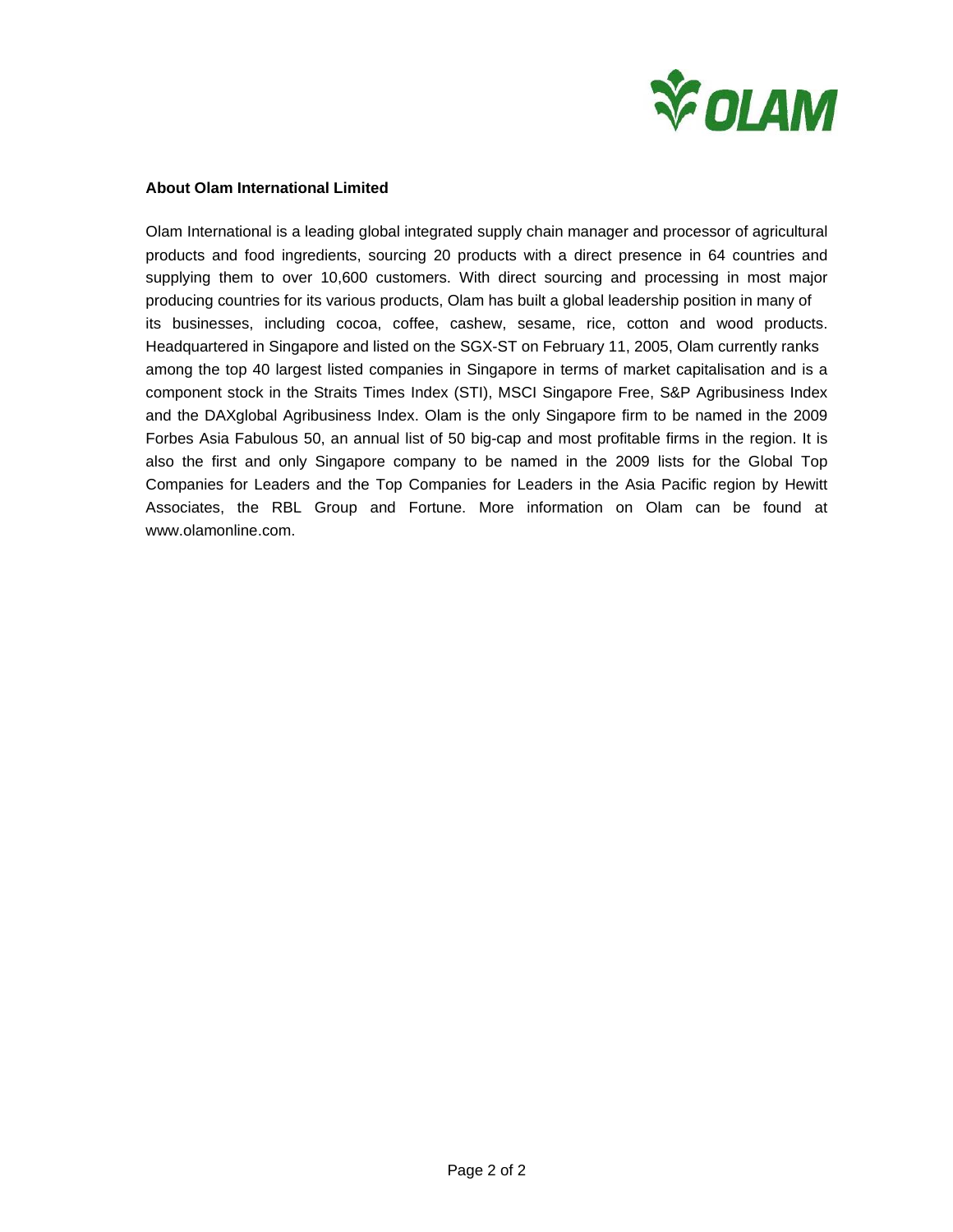**About Olam International Limited**

Olam International is a leading global integrated supply chain manager and processor of agricultural products and food ingredients, sourcing 20 products with a direct presence in 64 countries and supplying them to over 10,600 customers. With direct sourcing and processing in most major producing countries for its various products, Olam has built a global leadership position in many of its businesses, including cocoa, coffee, cashew, sesame, rice, cotton and wood products. Headquartered in Singapore and listed on the SGX-ST on February 11, 2005, Olam currently ranks among the top 40 largest listed companies in Singapore in terms of market capitalisation and is a component stock in the Straits Times Index (STI), MSCI Singapore Free, S&P Agribusiness Index and the DAXglobal Agribusiness Index. Olam is the only Singapore firm to be named in the 2009 Forbes Asia Fabulous 50, an annual list of 50 big-cap and most profitable firms in the region. It is also the first and only Singapore company to be named in the 2009 lists for the Global Top Companies for Leaders and the Top Companies for Leaders in the Asia Pacific region by Hewitt Associates, the RBL Group and Fortune. More information on Olam can be found at www.olamonline.com.